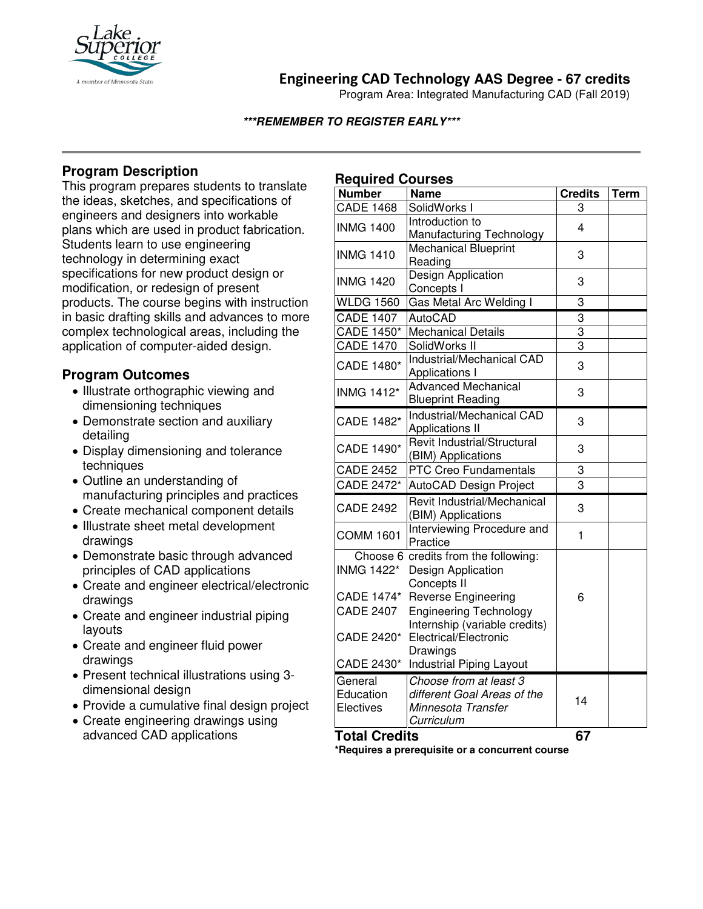# Engineering CAD Technology AAS Degree - 67 credits

Program Area: Integrated Manufacturing CAD (Fall 2019)

***REMEMBER TO REGISTER EARLY***

## Program Description

This program prepares students to translate the ideas, sketches, and specifications of engineers and designers into workable plans which are used in product fabrication. Students learn to use engineering technology in determining exact specifications for new product design or modification, or redesign of present products. The course begins with instruction in basic drafting skills and advances to more complex technological areas, including the application of computer-aided design.

## Program Outcomes

- Illustrate orthographic viewing and dimensioning techniques
- Demonstrate section and auxiliary detailing
- Display dimensioning and tolerance techniques
- Outline an understanding of manufacturing principles and practices
- Create mechanical component details
- Illustrate sheet metal development drawings
- Demonstrate basic through advanced principles of CAD applications
- Create and engineer electrical/electronic drawings
- Create and engineer industrial piping layouts
- Create and engineer fluid power drawings
- Present technical illustrations using 3-dimensional design
- Provide a cumulative final design project
- Create engineering drawings using advanced CAD applications

## Required Courses

| Number | Name | Credits | Term |
|---|---|---|---|
| CADE 1468 | SolidWorks I | 3 | |
| INMG 1400 | Introduction to Manufacturing Technology | 4 | |
| INMG 1410 | Mechanical Blueprint Reading | 3 | |
| INMG 1420 | Design Application Concepts I | 3 | |
| WLDG 1560 | Gas Metal Arc Welding I | 3 | |
| CADE 1407 | AutoCAD | 3 | |
| CADE 1450* | Mechanical Details | 3 | |
| CADE 1470 | SolidWorks II | 3 | |
| CADE 1480* | Industrial/Mechanical CAD Applications I | 3 | |
| INMG 1412* | Advanced Mechanical Blueprint Reading | 3 | |
| CADE 1482* | Industrial/Mechanical CAD Applications II | 3 | |
| CADE 1490* | Revit Industrial/Structural (BIM) Applications | 3 | |
| CADE 2452 | PTC Creo Fundamentals | 3 | |
| CADE 2472* | AutoCAD Design Project | 3 | |
| CADE 2492 | Revit Industrial/Mechanical (BIM) Applications | 3 | |
| COMM 1601 | Interviewing Procedure and Practice | 1 | |
| Choose 6 credits from the following:<br>INMG 1422*<br>CADE 1474*<br>CADE 2407<br><br>CADE 2420*<br><br>CADE 2430* | <br>Design Application Concepts II<br>Reverse Engineering<br>Engineering Technology Internship (variable credits)<br>Electrical/Electronic Drawings<br>Industrial Piping Layout | 6 | |
| General Education Electives | *Choose from at least 3 different Goal Areas of the Minnesota Transfer Curriculum* | 14 | |
| **Total Credits** | | **67** | |

***Requires a prerequisite or a concurrent course**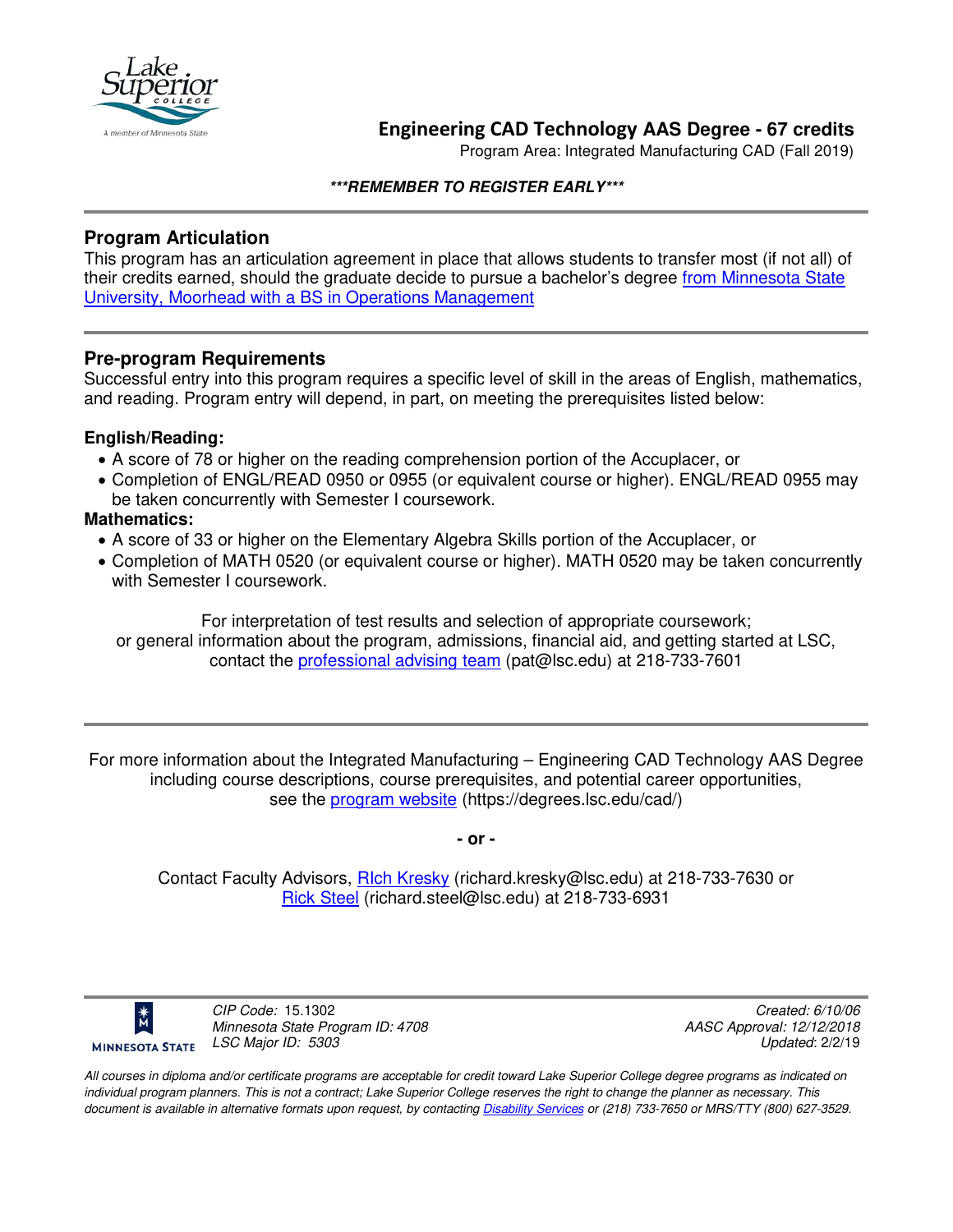## Engineering CAD Technology AAS Degree - 67 credits

Program Area: Integrated Manufacturing CAD (Fall 2019)

***REMEMBER TO REGISTER EARLY***

---

### Program Articulation

This program has an articulation agreement in place that allows students to transfer most (if not all) of their credits earned, should the graduate decide to pursue a bachelor's degree [from Minnesota State University, Moorhead with a BS in Operations Management]

---

### Pre-program Requirements

Successful entry into this program requires a specific level of skill in the areas of English, mathematics, and reading. Program entry will depend, in part, on meeting the prerequisites listed below:

**English/Reading:**

- A score of 78 or higher on the reading comprehension portion of the Accuplacer, or
- Completion of ENGL/READ 0950 or 0955 (or equivalent course or higher). ENGL/READ 0955 may be taken concurrently with Semester I coursework.

**Mathematics:**

- A score of 33 or higher on the Elementary Algebra Skills portion of the Accuplacer, or
- Completion of MATH 0520 (or equivalent course or higher). MATH 0520 may be taken concurrently with Semester I coursework.

For interpretation of test results and selection of appropriate coursework;
or general information about the program, admissions, financial aid, and getting started at LSC,
contact the professional advising team (pat@lsc.edu) at 218-733-7601

---

For more information about the Integrated Manufacturing – Engineering CAD Technology AAS Degree including course descriptions, course prerequisites, and potential career opportunities, see the program website (https://degrees.lsc.edu/cad/)

**- or -**

Contact Faculty Advisors, RIch Kresky (richard.kresky@lsc.edu) at 218-733-7630 or Rick Steel (richard.steel@lsc.edu) at 218-733-6931

---

MINNESOTA STATE

*CIP Code:* 15.1302
*Minnesota State Program ID: 4708*
*LSC Major ID: 5303*

*Created: 6/10/06*
*AASC Approval: 12/12/2018*
*Updated*: 2/2/19

*All courses in diploma and/or certificate programs are acceptable for credit toward Lake Superior College degree programs as indicated on individual program planners. This is not a contract; Lake Superior College reserves the right to change the planner as necessary. This document is available in alternative formats upon request, by contacting Disability Services or (218) 733-7650 or MRS/TTY (800) 627-3529.*